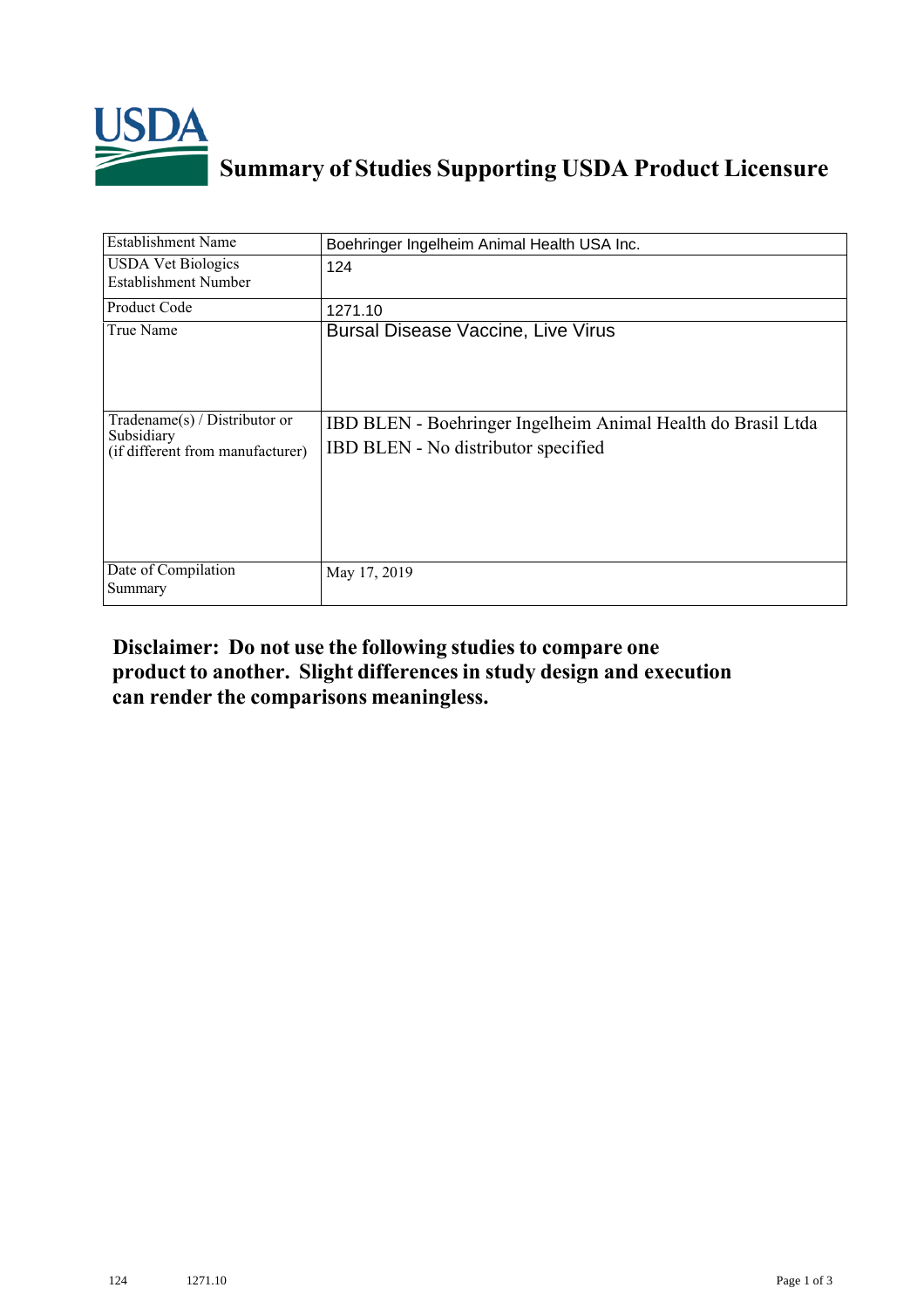# Summary of Studies Supporting USDA Product Licensure

| Establishment Name | Boehringer Ingelheim Animal Health USA Inc. |
|---|---|
| USDA Vet Biologics Establishment Number | 124 |
| Product Code | 1271.10 |
| True Name | Bursal Disease Vaccine, Live Virus |
| Tradename(s) / Distributor or Subsidiary (if different from manufacturer) | IBD BLEN - Boehringer Ingelheim Animal Health do Brasil Ltda<br>IBD BLEN - No distributor specified |
| Date of Compilation Summary | May 17, 2019 |

**Disclaimer: Do not use the following studies to compare one product to another. Slight differences in study design and execution can render the comparisons meaningless.**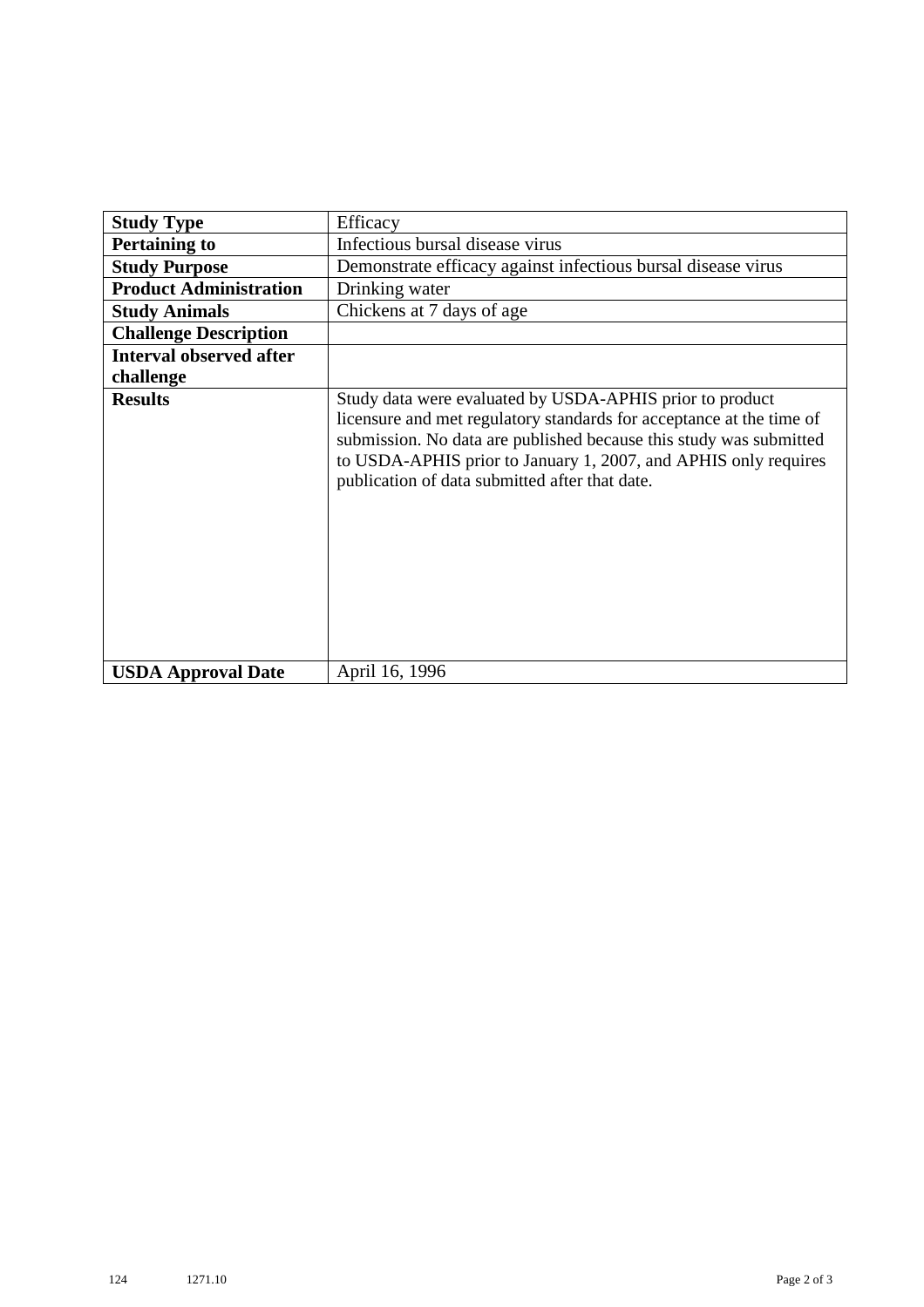| Study Type | Efficacy |
|---|---|
| **Pertaining to** | Infectious bursal disease virus |
| **Study Purpose** | Demonstrate efficacy against infectious bursal disease virus |
| **Product Administration** | Drinking water |
| **Study Animals** | Chickens at 7 days of age |
| **Challenge Description** | |
| **Interval observed after challenge** | |
| **Results** | Study data were evaluated by USDA-APHIS prior to product licensure and met regulatory standards for acceptance at the time of submission. No data are published because this study was submitted to USDA-APHIS prior to January 1, 2007, and APHIS only requires publication of data submitted after that date. |
| **USDA Approval Date** | April 16, 1996 |

124 1271.10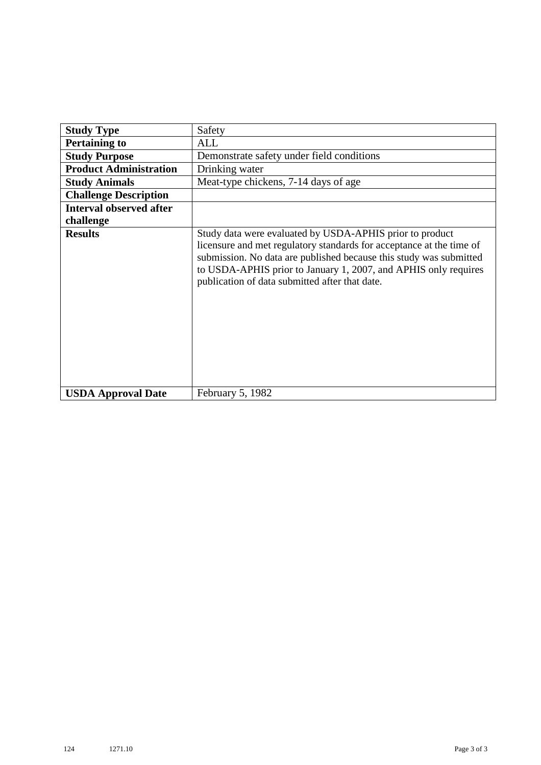| | |
|---|---|
| **Study Type** | Safety |
| **Pertaining to** | ALL |
| **Study Purpose** | Demonstrate safety under field conditions |
| **Product Administration** | Drinking water |
| **Study Animals** | Meat-type chickens, 7-14 days of age |
| **Challenge Description** | |
| **Interval observed after challenge** | |
| **Results** | Study data were evaluated by USDA-APHIS prior to product licensure and met regulatory standards for acceptance at the time of submission. No data are published because this study was submitted to USDA-APHIS prior to January 1, 2007, and APHIS only requires publication of data submitted after that date. |
| **USDA Approval Date** | February 5, 1982 |

124 1271.10